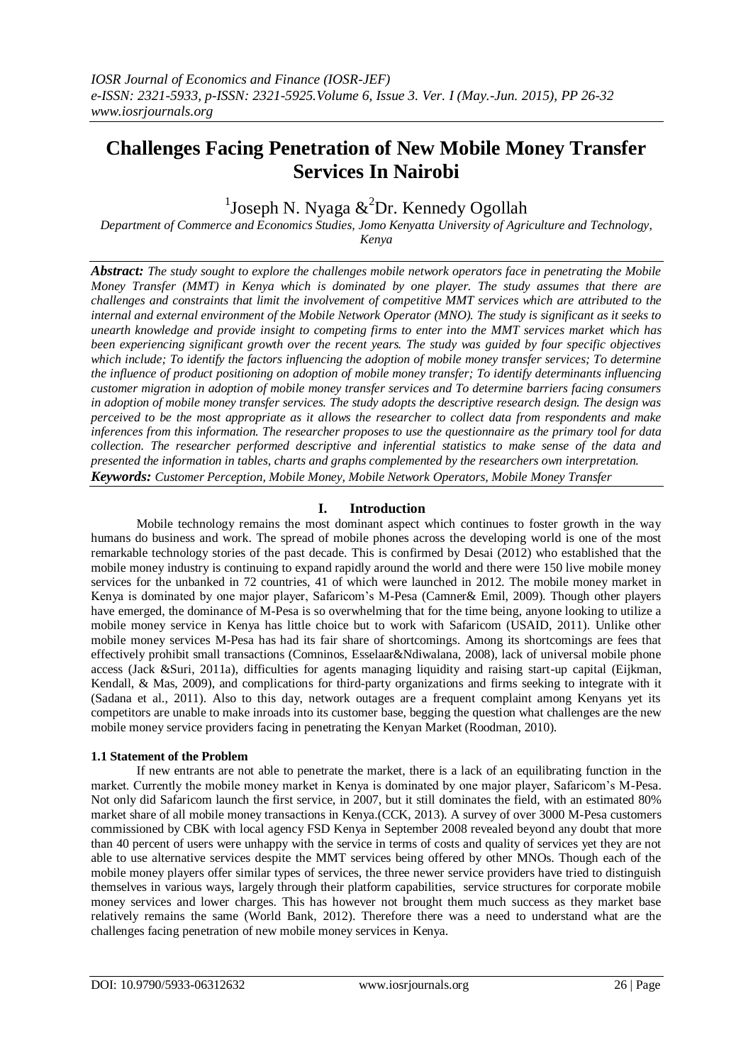*IOSR Journal of Economics and Finance (IOSR-JEF)*
*e-ISSN: 2321-5933, p-ISSN: 2321-5925.Volume 6, Issue 3. Ver. I (May.-Jun. 2015), PP 26-32*
*www.iosrjournals.org*

# Challenges Facing Penetration of New Mobile Money Transfer Services In Nairobi

[1]Joseph N. Nyaga &[2]Dr. Kennedy Ogollah

*Department of Commerce and Economics Studies, Jomo Kenyatta University of Agriculture and Technology, Kenya*

***Abstract:*** ***The study sought to explore the challenges mobile network operators face in penetrating the Mobile Money Transfer (MMT) in Kenya which is dominated by one player. The study assumes that there are challenges and constraints that limit the involvement of competitive MMT services which are attributed to the internal and external environment of the Mobile Network Operator (MNO). The study is significant as it seeks to unearth knowledge and provide insight to competing firms to enter into the MMT services market which has been experiencing significant growth over the recent years. The study was guided by four specific objectives which include; To identify the factors influencing the adoption of mobile money transfer services; To determine the influence of product positioning on adoption of mobile money transfer; To identify determinants influencing customer migration in adoption of mobile money transfer services and To determine barriers facing consumers in adoption of mobile money transfer services. The study adopts the descriptive research design. The design was perceived to be the most appropriate as it allows the researcher to collect data from respondents and make inferences from this information. The researcher proposes to use the questionnaire as the primary tool for data collection. The researcher performed descriptive and inferential statistics to make sense of the data and presented the information in tables, charts and graphs complemented by the researchers own interpretation.***

***Keywords:*** *Customer Perception, Mobile Money, Mobile Network Operators, Mobile Money Transfer*

## I. Introduction

Mobile technology remains the most dominant aspect which continues to foster growth in the way humans do business and work. The spread of mobile phones across the developing world is one of the most remarkable technology stories of the past decade. This is confirmed by Desai (2012) who established that the mobile money industry is continuing to expand rapidly around the world and there were 150 live mobile money services for the unbanked in 72 countries, 41 of which were launched in 2012. The mobile money market in Kenya is dominated by one major player, Safaricom's M-Pesa (Camner& Emil, 2009). Though other players have emerged, the dominance of M-Pesa is so overwhelming that for the time being, anyone looking to utilize a mobile money service in Kenya has little choice but to work with Safaricom (USAID, 2011). Unlike other mobile money services M-Pesa has had its fair share of shortcomings. Among its shortcomings are fees that effectively prohibit small transactions (Comninos, Esselaar&Ndiwalana, 2008), lack of universal mobile phone access (Jack &Suri, 2011a), difficulties for agents managing liquidity and raising start-up capital (Eijkman, Kendall, & Mas, 2009), and complications for third-party organizations and firms seeking to integrate with it (Sadana et al., 2011). Also to this day, network outages are a frequent complaint among Kenyans yet its competitors are unable to make inroads into its customer base, begging the question what challenges are the new mobile money service providers facing in penetrating the Kenyan Market (Roodman, 2010).

### 1.1 Statement of the Problem

If new entrants are not able to penetrate the market, there is a lack of an equilibrating function in the market. Currently the mobile money market in Kenya is dominated by one major player, Safaricom's M-Pesa. Not only did Safaricom launch the first service, in 2007, but it still dominates the field, with an estimated 80% market share of all mobile money transactions in Kenya.(CCK, 2013). A survey of over 3000 M-Pesa customers commissioned by CBK with local agency FSD Kenya in September 2008 revealed beyond any doubt that more than 40 percent of users were unhappy with the service in terms of costs and quality of services yet they are not able to use alternative services despite the MMT services being offered by other MNOs. Though each of the mobile money players offer similar types of services, the three newer service providers have tried to distinguish themselves in various ways, largely through their platform capabilities, service structures for corporate mobile money services and lower charges. This has however not brought them much success as they market base relatively remains the same (World Bank, 2012). Therefore there was a need to understand what are the challenges facing penetration of new mobile money services in Kenya.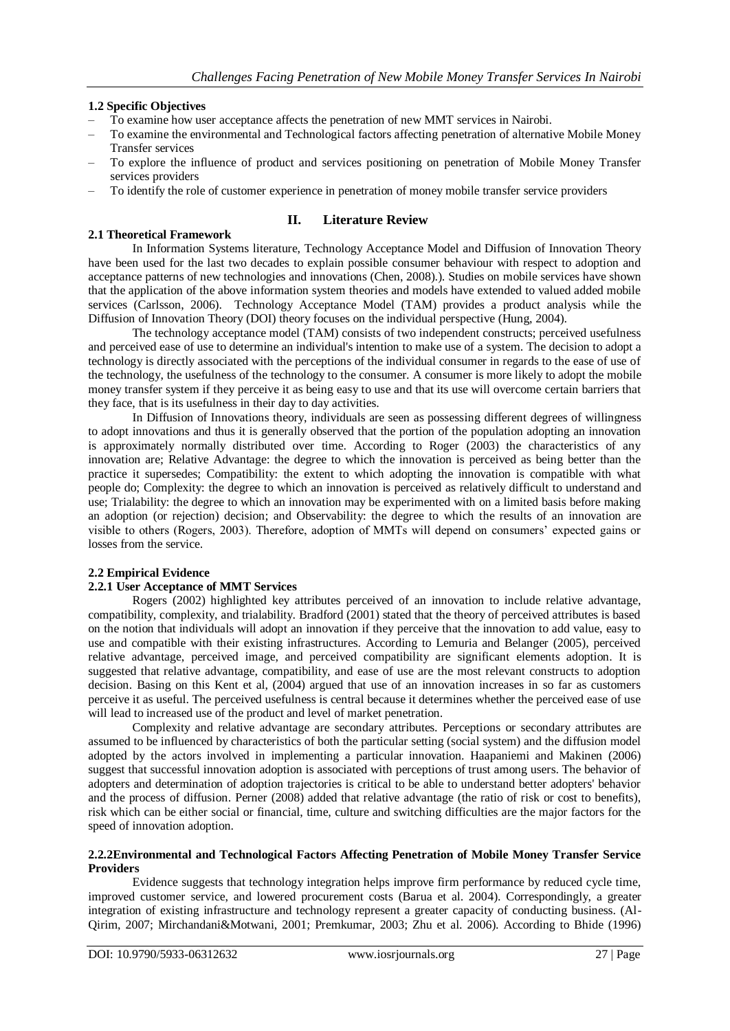### 1.2 Specific Objectives

- To examine how user acceptance affects the penetration of new MMT services in Nairobi.
- To examine the environmental and Technological factors affecting penetration of alternative Mobile Money Transfer services
- To explore the influence of product and services positioning on penetration of Mobile Money Transfer services providers
- To identify the role of customer experience in penetration of money mobile transfer service providers

## II. Literature Review

### 2.1 Theoretical Framework

In Information Systems literature, Technology Acceptance Model and Diffusion of Innovation Theory have been used for the last two decades to explain possible consumer behaviour with respect to adoption and acceptance patterns of new technologies and innovations (Chen, 2008).). Studies on mobile services have shown that the application of the above information system theories and models have extended to valued added mobile services (Carlsson, 2006). Technology Acceptance Model (TAM) provides a product analysis while the Diffusion of Innovation Theory (DOI) theory focuses on the individual perspective (Hung, 2004).

The technology acceptance model (TAM) consists of two independent constructs; perceived usefulness and perceived ease of use to determine an individual's intention to make use of a system. The decision to adopt a technology is directly associated with the perceptions of the individual consumer in regards to the ease of use of the technology, the usefulness of the technology to the consumer. A consumer is more likely to adopt the mobile money transfer system if they perceive it as being easy to use and that its use will overcome certain barriers that they face, that is its usefulness in their day to day activities.

In Diffusion of Innovations theory, individuals are seen as possessing different degrees of willingness to adopt innovations and thus it is generally observed that the portion of the population adopting an innovation is approximately normally distributed over time. According to Roger (2003) the characteristics of any innovation are; Relative Advantage: the degree to which the innovation is perceived as being better than the practice it supersedes; Compatibility: the extent to which adopting the innovation is compatible with what people do; Complexity: the degree to which an innovation is perceived as relatively difficult to understand and use; Trialability: the degree to which an innovation may be experimented with on a limited basis before making an adoption (or rejection) decision; and Observability: the degree to which the results of an innovation are visible to others (Rogers, 2003). Therefore, adoption of MMTs will depend on consumers' expected gains or losses from the service.

### 2.2 Empirical Evidence

#### 2.2.1 User Acceptance of MMT Services

Rogers (2002) highlighted key attributes perceived of an innovation to include relative advantage, compatibility, complexity, and trialability. Bradford (2001) stated that the theory of perceived attributes is based on the notion that individuals will adopt an innovation if they perceive that the innovation to add value, easy to use and compatible with their existing infrastructures. According to Lemuria and Belanger (2005), perceived relative advantage, perceived image, and perceived compatibility are significant elements adoption. It is suggested that relative advantage, compatibility, and ease of use are the most relevant constructs to adoption decision. Basing on this Kent et al, (2004) argued that use of an innovation increases in so far as customers perceive it as useful. The perceived usefulness is central because it determines whether the perceived ease of use will lead to increased use of the product and level of market penetration.

Complexity and relative advantage are secondary attributes. Perceptions or secondary attributes are assumed to be influenced by characteristics of both the particular setting (social system) and the diffusion model adopted by the actors involved in implementing a particular innovation. Haapaniemi and Makinen (2006) suggest that successful innovation adoption is associated with perceptions of trust among users. The behavior of adopters and determination of adoption trajectories is critical to be able to understand better adopters' behavior and the process of diffusion. Perner (2008) added that relative advantage (the ratio of risk or cost to benefits), risk which can be either social or financial, time, culture and switching difficulties are the major factors for the speed of innovation adoption.

#### 2.2.2Environmental and Technological Factors Affecting Penetration of Mobile Money Transfer Service Providers

Evidence suggests that technology integration helps improve firm performance by reduced cycle time, improved customer service, and lowered procurement costs (Barua et al. 2004). Correspondingly, a greater integration of existing infrastructure and technology represent a greater capacity of conducting business. (Al-Qirim, 2007; Mirchandani&Motwani, 2001; Premkumar, 2003; Zhu et al. 2006). According to Bhide (1996)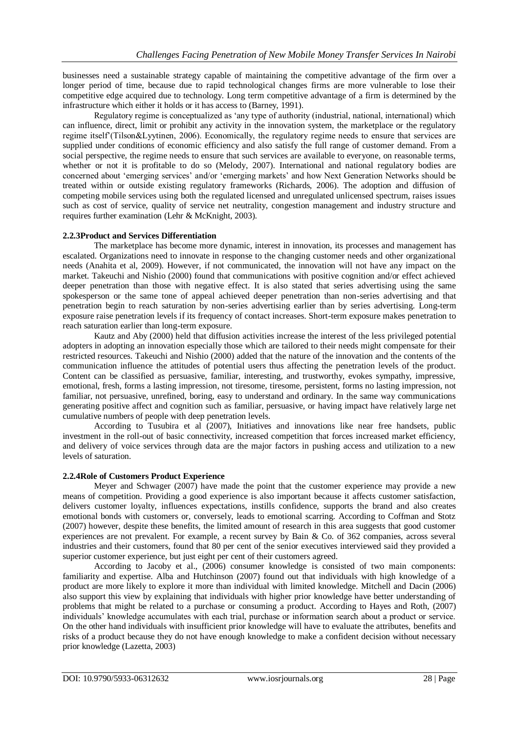businesses need a sustainable strategy capable of maintaining the competitive advantage of the firm over a longer period of time, because due to rapid technological changes firms are more vulnerable to lose their competitive edge acquired due to technology. Long term competitive advantage of a firm is determined by the infrastructure which either it holds or it has access to (Barney, 1991).

Regulatory regime is conceptualized as 'any type of authority (industrial, national, international) which can influence, direct, limit or prohibit any activity in the innovation system, the marketplace or the regulatory regime itself'(Tilson&Lyytinen, 2006). Economically, the regulatory regime needs to ensure that services are supplied under conditions of economic efficiency and also satisfy the full range of customer demand. From a social perspective, the regime needs to ensure that such services are available to everyone, on reasonable terms, whether or not it is profitable to do so (Melody, 2007). International and national regulatory bodies are concerned about 'emerging services' and/or 'emerging markets' and how Next Generation Networks should be treated within or outside existing regulatory frameworks (Richards, 2006). The adoption and diffusion of competing mobile services using both the regulated licensed and unregulated unlicensed spectrum, raises issues such as cost of service, quality of service net neutrality, congestion management and industry structure and requires further examination (Lehr & McKnight, 2003).

### 2.2.3Product and Services Differentiation

The marketplace has become more dynamic, interest in innovation, its processes and management has escalated. Organizations need to innovate in response to the changing customer needs and other organizational needs (Anahita et al, 2009). However, if not communicated, the innovation will not have any impact on the market. Takeuchi and Nishio (2000) found that communications with positive cognition and/or effect achieved deeper penetration than those with negative effect. It is also stated that series advertising using the same spokesperson or the same tone of appeal achieved deeper penetration than non-series advertising and that penetration begin to reach saturation by non-series advertising earlier than by series advertising. Long-term exposure raise penetration levels if its frequency of contact increases. Short-term exposure makes penetration to reach saturation earlier than long-term exposure.

Kautz and Aby (2000) held that diffusion activities increase the interest of the less privileged potential adopters in adopting an innovation especially those which are tailored to their needs might compensate for their restricted resources. Takeuchi and Nishio (2000) added that the nature of the innovation and the contents of the communication influence the attitudes of potential users thus affecting the penetration levels of the product. Content can be classified as persuasive, familiar, interesting, and trustworthy, evokes sympathy, impressive, emotional, fresh, forms a lasting impression, not tiresome, tiresome, persistent, forms no lasting impression, not familiar, not persuasive, unrefined, boring, easy to understand and ordinary. In the same way communications generating positive affect and cognition such as familiar, persuasive, or having impact have relatively large net cumulative numbers of people with deep penetration levels.

According to Tusubira et al (2007), Initiatives and innovations like near free handsets, public investment in the roll-out of basic connectivity, increased competition that forces increased market efficiency, and delivery of voice services through data are the major factors in pushing access and utilization to a new levels of saturation.

### 2.2.4Role of Customers Product Experience

Meyer and Schwager (2007) have made the point that the customer experience may provide a new means of competition. Providing a good experience is also important because it affects customer satisfaction, delivers customer loyalty, influences expectations, instills confidence, supports the brand and also creates emotional bonds with customers or, conversely, leads to emotional scarring. According to Coffman and Stotz (2007) however, despite these benefits, the limited amount of research in this area suggests that good customer experiences are not prevalent. For example, a recent survey by Bain & Co. of 362 companies, across several industries and their customers, found that 80 per cent of the senior executives interviewed said they provided a superior customer experience, but just eight per cent of their customers agreed.

According to Jacoby et al., (2006) consumer knowledge is consisted of two main components: familiarity and expertise. Alba and Hutchinson (2007) found out that individuals with high knowledge of a product are more likely to explore it more than individual with limited knowledge. Mitchell and Dacin (2006) also support this view by explaining that individuals with higher prior knowledge have better understanding of problems that might be related to a purchase or consuming a product. According to Hayes and Roth, (2007) individuals' knowledge accumulates with each trial, purchase or information search about a product or service. On the other hand individuals with insufficient prior knowledge will have to evaluate the attributes, benefits and risks of a product because they do not have enough knowledge to make a confident decision without necessary prior knowledge (Lazetta, 2003)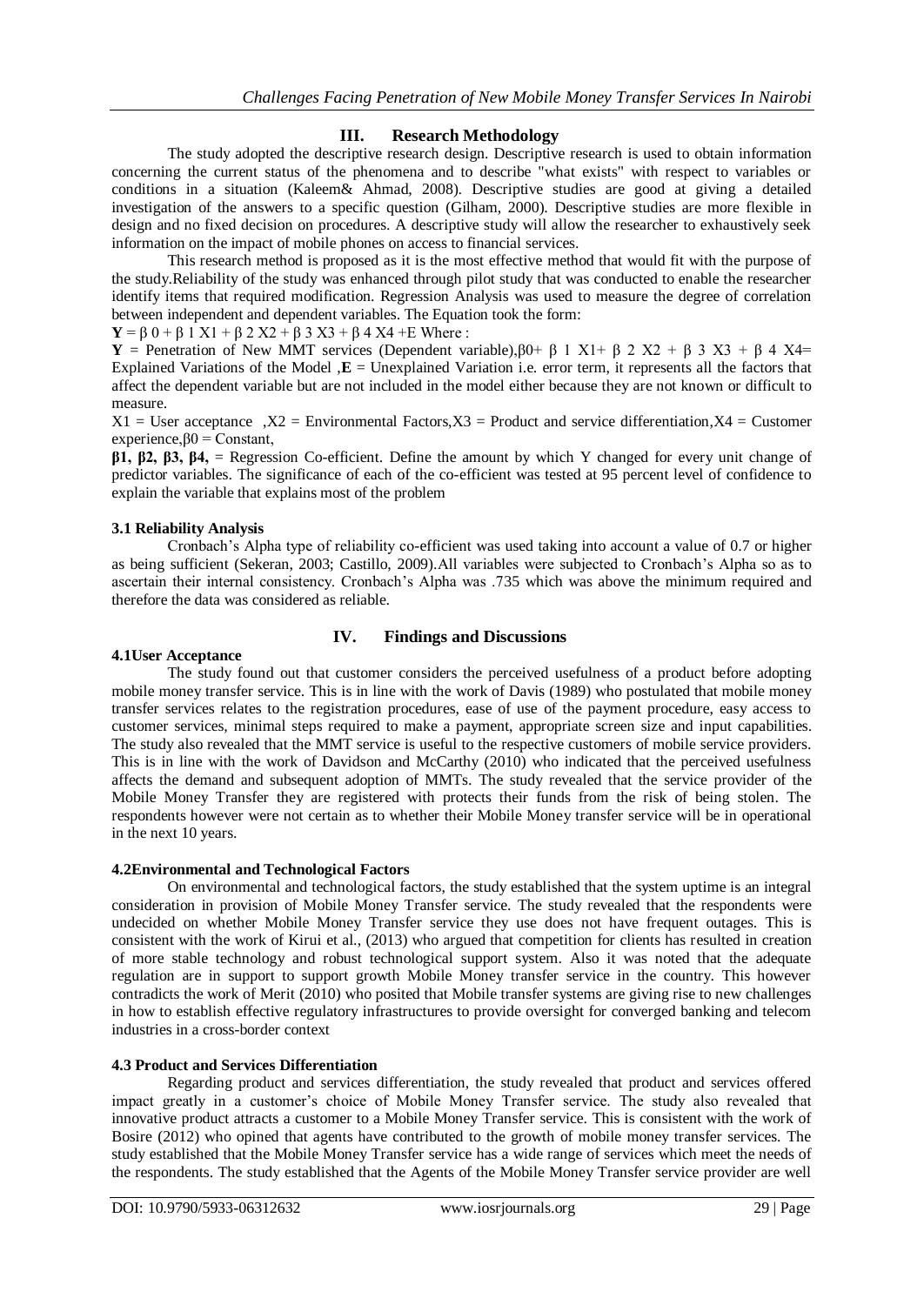## III. Research Methodology

The study adopted the descriptive research design. Descriptive research is used to obtain information concerning the current status of the phenomena and to describe "what exists" with respect to variables or conditions in a situation (Kaleem& Ahmad, 2008). Descriptive studies are good at giving a detailed investigation of the answers to a specific question (Gilham, 2000). Descriptive studies are more flexible in design and no fixed decision on procedures. A descriptive study will allow the researcher to exhaustively seek information on the impact of mobile phones on access to financial services.

This research method is proposed as it is the most effective method that would fit with the purpose of the study.Reliability of the study was enhanced through pilot study that was conducted to enable the researcher identify items that required modification. Regression Analysis was used to measure the degree of correlation between independent and dependent variables. The Equation took the form:

$\mathbf{Y} = \beta_0 + \beta_1 X_1 + \beta_2 X_2 + \beta_3 X_3 + \beta_4 X_4 + E$ Where :

**Y** = Penetration of New MMT services (Dependent variable),$\beta_0 + \beta_1 X_1 + \beta_2 X_2 + \beta_3 X_3 + \beta_4 X_4$= Explained Variations of the Model ,**E** = Unexplained Variation i.e. error term, it represents all the factors that affect the dependent variable but are not included in the model either because they are not known or difficult to measure.

$X_1$ = User acceptance ,$X_2$ = Environmental Factors,$X_3$ = Product and service differentiation,$X_4$ = Customer experience,$\beta_0$ = Constant,

**$\beta_1$, $\beta_2$, $\beta_3$, $\beta_4$,** = Regression Co-efficient. Define the amount by which Y changed for every unit change of predictor variables. The significance of each of the co-efficient was tested at 95 percent level of confidence to explain the variable that explains most of the problem

### 3.1 Reliability Analysis

Cronbach's Alpha type of reliability co-efficient was used taking into account a value of 0.7 or higher as being sufficient (Sekeran, 2003; Castillo, 2009).All variables were subjected to Cronbach's Alpha so as to ascertain their internal consistency. Cronbach's Alpha was .735 which was above the minimum required and therefore the data was considered as reliable.

## IV. Findings and Discussions

### 4.1User Acceptance

The study found out that customer considers the perceived usefulness of a product before adopting mobile money transfer service. This is in line with the work of Davis (1989) who postulated that mobile money transfer services relates to the registration procedures, ease of use of the payment procedure, easy access to customer services, minimal steps required to make a payment, appropriate screen size and input capabilities. The study also revealed that the MMT service is useful to the respective customers of mobile service providers. This is in line with the work of Davidson and McCarthy (2010) who indicated that the perceived usefulness affects the demand and subsequent adoption of MMTs. The study revealed that the service provider of the Mobile Money Transfer they are registered with protects their funds from the risk of being stolen. The respondents however were not certain as to whether their Mobile Money transfer service will be in operational in the next 10 years.

### 4.2Environmental and Technological Factors

On environmental and technological factors, the study established that the system uptime is an integral consideration in provision of Mobile Money Transfer service. The study revealed that the respondents were undecided on whether Mobile Money Transfer service they use does not have frequent outages. This is consistent with the work of Kirui et al., (2013) who argued that competition for clients has resulted in creation of more stable technology and robust technological support system. Also it was noted that the adequate regulation are in support to support growth Mobile Money transfer service in the country. This however contradicts the work of Merit (2010) who posited that Mobile transfer systems are giving rise to new challenges in how to establish effective regulatory infrastructures to provide oversight for converged banking and telecom industries in a cross-border context

### 4.3 Product and Services Differentiation

Regarding product and services differentiation, the study revealed that product and services offered impact greatly in a customer's choice of Mobile Money Transfer service. The study also revealed that innovative product attracts a customer to a Mobile Money Transfer service. This is consistent with the work of Bosire (2012) who opined that agents have contributed to the growth of mobile money transfer services. The study established that the Mobile Money Transfer service has a wide range of services which meet the needs of the respondents. The study established that the Agents of the Mobile Money Transfer service provider are well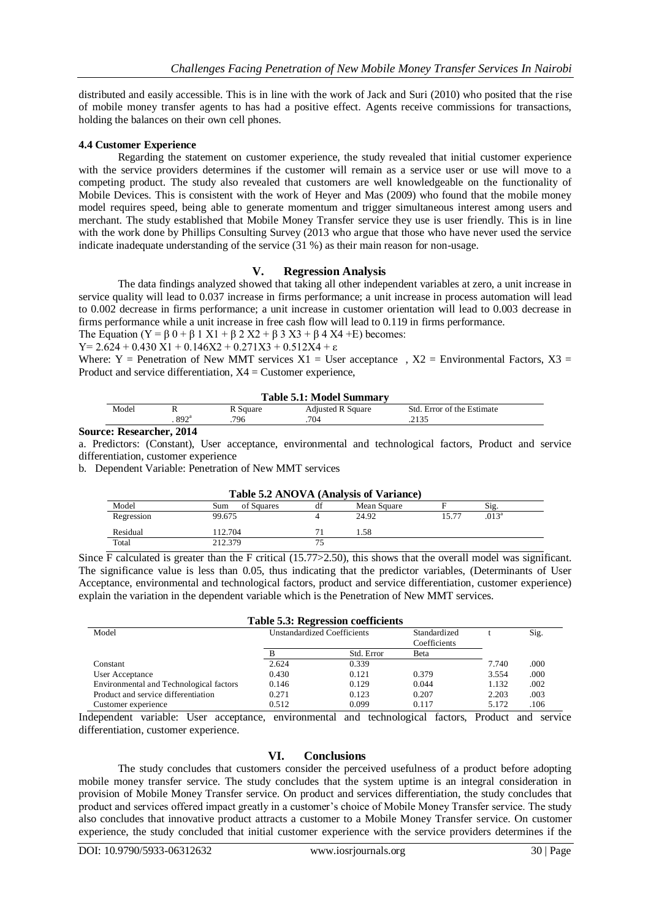distributed and easily accessible. This is in line with the work of Jack and Suri (2010) who posited that the rise of mobile money transfer agents to has had a positive effect. Agents receive commissions for transactions, holding the balances on their own cell phones.

### 4.4 Customer Experience

Regarding the statement on customer experience, the study revealed that initial customer experience with the service providers determines if the customer will remain as a service user or use will move to a competing product. The study also revealed that customers are well knowledgeable on the functionality of Mobile Devices. This is consistent with the work of Heyer and Mas (2009) who found that the mobile money model requires speed, being able to generate momentum and trigger simultaneous interest among users and merchant. The study established that Mobile Money Transfer service they use is user friendly. This is in line with the work done by Phillips Consulting Survey (2013 who argue that those who have never used the service indicate inadequate understanding of the service (31 %) as their main reason for non-usage.

## V. Regression Analysis

The data findings analyzed showed that taking all other independent variables at zero, a unit increase in service quality will lead to 0.037 increase in firms performance; a unit increase in process automation will lead to 0.002 decrease in firms performance; a unit increase in customer orientation will lead to 0.003 decrease in firms performance while a unit increase in free cash flow will lead to 0.119 in firms performance.

The Equation ($Y = \beta_0 + \beta_1 X_1 + \beta_2 X_2 + \beta_3 X_3 + \beta_4 X_4 + E$) becomes:

$Y = 2.624 + 0.430 X_1 + 0.146 X_2 + 0.271 X_3 + 0.512 X_4 + \varepsilon$

Where: Y = Penetration of New MMT services $X_1$ = User acceptance , $X_2$ = Environmental Factors, $X_3$ = Product and service differentiation, $X_4$ = Customer experience,

**Table 5.1: Model Summary**

| Model | R | R Square | Adjusted R Square | Std. Error of the Estimate |
|---|---|---|---|---|
| | .892[a] | .796 | .704 | .2135 |

**Source: Researcher, 2014**

a. Predictors: (Constant), User acceptance, environmental and technological factors, Product and service differentiation, customer experience

b. Dependent Variable: Penetration of New MMT services

**Table 5.2 ANOVA (Analysis of Variance)**

| Model | Sum of Squares | df | Mean Square | F | Sig. |
|---|---|---|---|---|---|
| Regression | 99.675 | 4 | 24.92 | 15.77 | .013[a] |
| Residual | 112.704 | 71 | 1.58 | | |
| Total | 212.379 | 75 | | | |

Since F calculated is greater than the F critical (15.77>2.50), this shows that the overall model was significant. The significance value is less than 0.05, thus indicating that the predictor variables, (Determinants of User Acceptance, environmental and technological factors, product and service differentiation, customer experience) explain the variation in the dependent variable which is the Penetration of New MMT services.

**Table 5.3: Regression coefficients**

| Model | Unstandardized Coefficients | | Standardized Coefficients | t | Sig. |
|---|---|---|---|---|---|
| | B | Std. Error | Beta | | |
| Constant | 2.624 | 0.339 | | 7.740 | .000 |
| User Acceptance | 0.430 | 0.121 | 0.379 | 3.554 | .000 |
| Environmental and Technological factors | 0.146 | 0.129 | 0.044 | 1.132 | .002 |
| Product and service differentiation | 0.271 | 0.123 | 0.207 | 2.203 | .003 |
| Customer experience | 0.512 | 0.099 | 0.117 | 5.172 | .106 |

Independent variable: User acceptance, environmental and technological factors, Product and service differentiation, customer experience.

## VI. Conclusions

The study concludes that customers consider the perceived usefulness of a product before adopting mobile money transfer service. The study concludes that the system uptime is an integral consideration in provision of Mobile Money Transfer service. On product and services differentiation, the study concludes that product and services offered impact greatly in a customer's choice of Mobile Money Transfer service. The study also concludes that innovative product attracts a customer to a Mobile Money Transfer service. On customer experience, the study concluded that initial customer experience with the service providers determines if the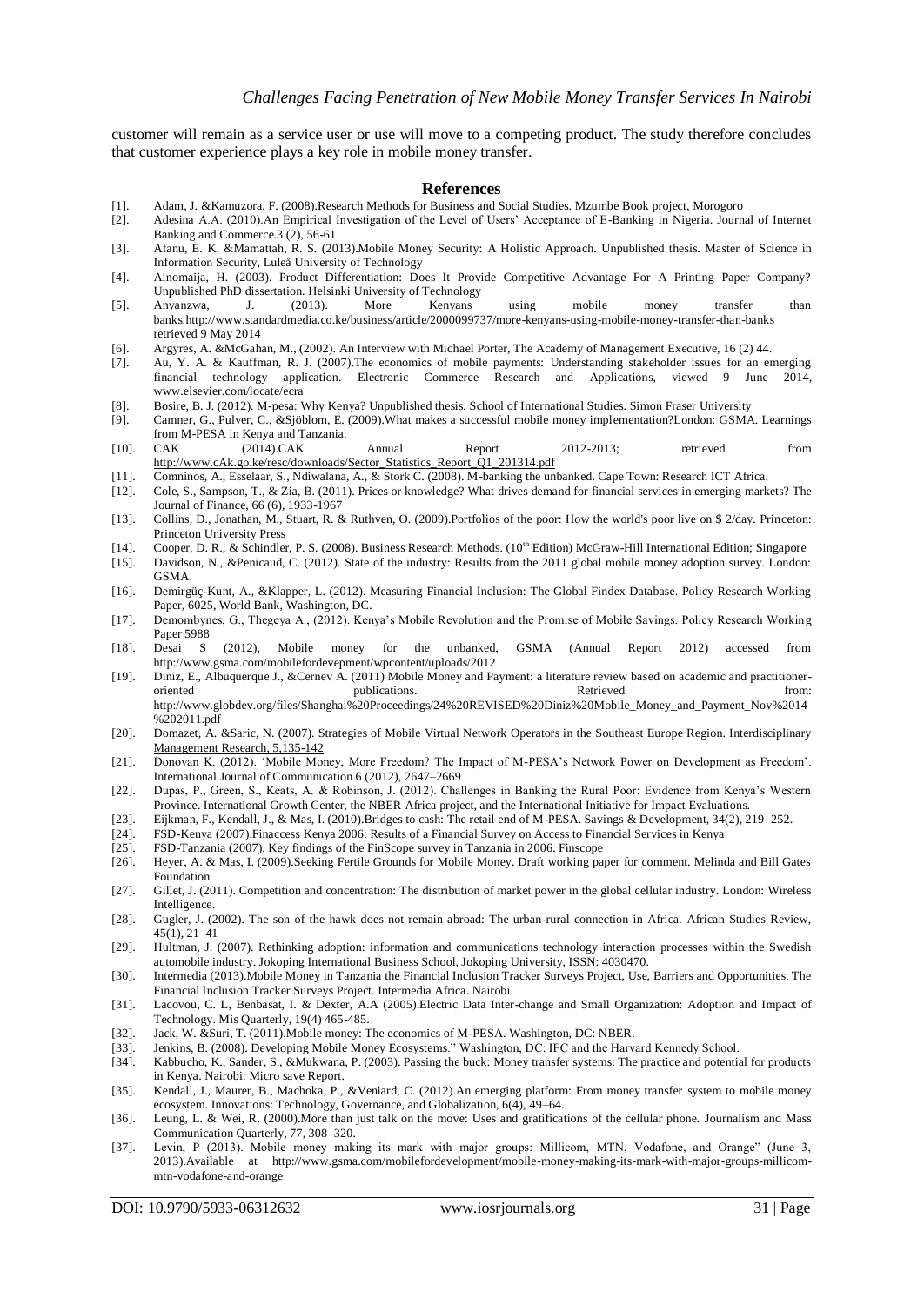customer will remain as a service user or use will move to a competing product. The study therefore concludes that customer experience plays a key role in mobile money transfer.

## References

[1]. Adam, J. &Kamuzora, F. (2008).Research Methods for Business and Social Studies. Mzumbe Book project, Morogoro

[2]. Adesina A.A. (2010).An Empirical Investigation of the Level of Users' Acceptance of E-Banking in Nigeria. Journal of Internet Banking and Commerce.3 (2), 56-61

[3]. Afanu, E. K. &Mamattah, R. S. (2013).Mobile Money Security: A Holistic Approach. Unpublished thesis. Master of Science in Information Security, Luleå University of Technology

[4]. Ainomaija, H. (2003). Product Differentiation: Does It Provide Competitive Advantage For A Printing Paper Company? Unpublished PhD dissertation. Helsinki University of Technology

[5]. Anyanzwa, J. (2013). More Kenyans using mobile money transfer than banks.http://www.standardmedia.co.ke/business/article/2000099737/more-kenyans-using-mobile-money-transfer-than-banks retrieved 9 May 2014

[6]. Argyres, A. &McGahan, M., (2002). An Interview with Michael Porter, The Academy of Management Executive, 16 (2) 44.

[7]. Au, Y. A. & Kauffman, R. J. (2007).The economics of mobile payments: Understanding stakeholder issues for an emerging financial technology application. Electronic Commerce Research and Applications, viewed 9 June 2014, www.elsevier.com/locate/ecra

[8]. Bosire, B. J. (2012). M-pesa: Why Kenya? Unpublished thesis. School of International Studies. Simon Fraser University

[9]. Camner, G., Pulver, C., &Sjöblom, E. (2009).What makes a successful mobile money implementation?London: GSMA. Learnings from M-PESA in Kenya and Tanzania.

[10]. CAK (2014).CAK Annual Report 2012-2013; retrieved from http://www.cAk.go.ke/resc/downloads/Sector_Statistics_Report_Q1_201314.pdf

[11]. Comninos, A., Esselaar, S., Ndiwalana, A., & Stork C. (2008). M-banking the unbanked. Cape Town: Research ICT Africa.

[12]. Cole, S., Sampson, T., & Zia, B. (2011). Prices or knowledge? What drives demand for financial services in emerging markets? The Journal of Finance, 66 (6), 1933-1967

[13]. Collins, D., Jonathan, M., Stuart, R. & Ruthven, O. (2009).Portfolios of the poor: How the world's poor live on $ 2/day. Princeton: Princeton University Press

[14]. Cooper, D. R., & Schindler, P. S. (2008). Business Research Methods. (10th Edition) McGraw-Hill International Edition; Singapore

[15]. Davidson, N., &Penicaud, C. (2012). State of the industry: Results from the 2011 global mobile money adoption survey. London: GSMA.

[16]. Demirgüç-Kunt, A., &Klapper, L. (2012). Measuring Financial Inclusion: The Global Findex Database. Policy Research Working Paper, 6025, World Bank, Washington, DC.

[17]. Demombynes, G., Thegeya A., (2012). Kenya's Mobile Revolution and the Promise of Mobile Savings. Policy Research Working Paper 5988

[18]. Desai S (2012), Mobile money for the unbanked, GSMA (Annual Report 2012) accessed from http://www.gsma.com/mobilefordevepment/wpcontent/uploads/2012

[19]. Diniz, E., Albuquerque J., &Cernev A. (2011) Mobile Money and Payment: a literature review based on academic and practitioner-oriented publications. Retrieved from: http://www.globdev.org/files/Shanghai%20Proceedings/24%20REVISED%20Diniz%20Mobile_Money_and_Payment_Nov%2014%202011.pdf

[20]. Domazet, A. &Saric, N. (2007). Strategies of Mobile Virtual Network Operators in the Southeast Europe Region. Interdisciplinary Management Research, 5,135-142

[21]. Donovan K. (2012). 'Mobile Money, More Freedom? The Impact of M-PESA's Network Power on Development as Freedom'. International Journal of Communication 6 (2012), 2647–2669

[22]. Dupas, P., Green, S., Keats, A. & Robinson, J. (2012). Challenges in Banking the Rural Poor: Evidence from Kenya's Western Province. International Growth Center, the NBER Africa project, and the International Initiative for Impact Evaluations.

[23]. Eijkman, F., Kendall, J., & Mas, I. (2010).Bridges to cash: The retail end of M-PESA. Savings & Development, 34(2), 219–252.

[24]. FSD-Kenya (2007).Finaccess Kenya 2006: Results of a Financial Survey on Access to Financial Services in Kenya

[25]. FSD-Tanzania (2007). Key findings of the FinScope survey in Tanzania in 2006. Finscope

[26]. Heyer, A. & Mas, I. (2009).Seeking Fertile Grounds for Mobile Money. Draft working paper for comment. Melinda and Bill Gates Foundation

[27]. Gillet, J. (2011). Competition and concentration: The distribution of market power in the global cellular industry. London: Wireless Intelligence.

[28]. Gugler, J. (2002). The son of the hawk does not remain abroad: The urban-rural connection in Africa. African Studies Review, 45(1), 21–41

[29]. Hultman, J. (2007). Rethinking adoption: information and communications technology interaction processes within the Swedish automobile industry. Jokoping International Business School, Jokoping University, ISSN: 4030470.

[30]. Intermedia (2013).Mobile Money in Tanzania the Financial Inclusion Tracker Surveys Project, Use, Barriers and Opportunities. The Financial Inclusion Tracker Surveys Project. Intermedia Africa. Nairobi

[31]. Lacovou, C. L, Benbasat, I. & Dexter, A.A (2005).Electric Data Inter-change and Small Organization: Adoption and Impact of Technology. Mis Quarterly, 19(4) 465-485.

[32]. Jack, W. &Suri, T. (2011).Mobile money: The economics of M-PESA. Washington, DC: NBER.

[33]. Jenkins, B. (2008). Developing Mobile Money Ecosystems." Washington, DC: IFC and the Harvard Kennedy School.

[34]. Kabbucho, K., Sander, S., &Mukwana, P. (2003). Passing the buck: Money transfer systems: The practice and potential for products in Kenya. Nairobi: Micro save Report.

[35]. Kendall, J., Maurer, B., Machoka, P., &Veniard, C. (2012).An emerging platform: From money transfer system to mobile money ecosystem. Innovations: Technology, Governance, and Globalization, 6(4), 49–64.

[36]. Leung, L. & Wei, R. (2000).More than just talk on the move: Uses and gratifications of the cellular phone. Journalism and Mass Communication Quarterly, 77, 308–320.

[37]. Levin, P (2013). Mobile money making its mark with major groups: Millicom, MTN, Vodafone, and Orange" (June 3, 2013).Available at http://www.gsma.com/mobilefordevelopment/mobile-money-making-its-mark-with-major-groups-millicom-mtn-vodafone-and-orange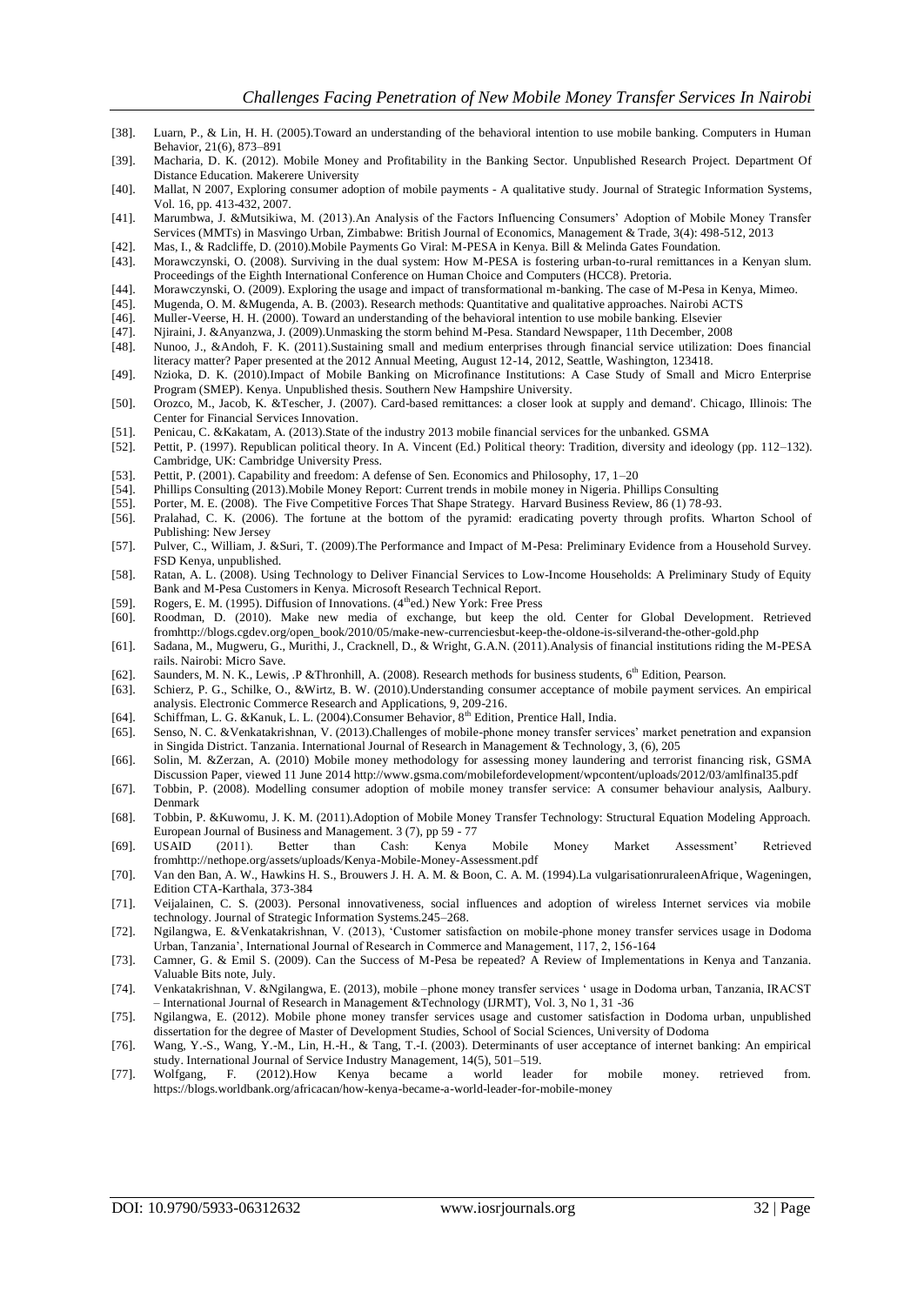[38]. Luarn, P., & Lin, H. H. (2005).Toward an understanding of the behavioral intention to use mobile banking. Computers in Human Behavior, 21(6), 873–891

[39]. Macharia, D. K. (2012). Mobile Money and Profitability in the Banking Sector. Unpublished Research Project. Department Of Distance Education. Makerere University

[40]. Mallat, N 2007, Exploring consumer adoption of mobile payments - A qualitative study. Journal of Strategic Information Systems, Vol. 16, pp. 413-432, 2007.

[41]. Marumbwa, J. &Mutsikiwa, M. (2013).An Analysis of the Factors Influencing Consumers' Adoption of Mobile Money Transfer Services (MMTs) in Masvingo Urban, Zimbabwe: British Journal of Economics, Management & Trade, 3(4): 498-512, 2013

[42]. Mas, I., & Radcliffe, D. (2010).Mobile Payments Go Viral: M-PESA in Kenya. Bill & Melinda Gates Foundation.

[43]. Morawczynski, O. (2008). Surviving in the dual system: How M-PESA is fostering urban-to-rural remittances in a Kenyan slum. Proceedings of the Eighth International Conference on Human Choice and Computers (HCC8). Pretoria.

[44]. Morawczynski, O. (2009). Exploring the usage and impact of transformational m-banking. The case of M-Pesa in Kenya, Mimeo.

[45]. Mugenda, O. M. &Mugenda, A. B. (2003). Research methods: Quantitative and qualitative approaches. Nairobi ACTS

[46]. Muller-Veerse, H. H. (2000). Toward an understanding of the behavioral intention to use mobile banking. Elsevier

[47]. Njiraini, J. &Anyanzwa, J. (2009).Unmasking the storm behind M-Pesa. Standard Newspaper, 11th December, 2008

[48]. Nunoo, J., &Andoh, F. K. (2011).Sustaining small and medium enterprises through financial service utilization: Does financial literacy matter? Paper presented at the 2012 Annual Meeting, August 12-14, 2012, Seattle, Washington, 123418.

[49]. Nzioka, D. K. (2010).Impact of Mobile Banking on Microfinance Institutions: A Case Study of Small and Micro Enterprise Program (SMEP). Kenya. Unpublished thesis. Southern New Hampshire University.

[50]. Orozco, M., Jacob, K. &Tescher, J. (2007). Card-based remittances: a closer look at supply and demand'. Chicago, Illinois: The Center for Financial Services Innovation.

[51]. Penicau, C. &Kakatam, A. (2013).State of the industry 2013 mobile financial services for the unbanked. GSMA

[52]. Pettit, P. (1997). Republican political theory. In A. Vincent (Ed.) Political theory: Tradition, diversity and ideology (pp. 112–132). Cambridge, UK: Cambridge University Press.

[53]. Pettit, P. (2001). Capability and freedom: A defense of Sen. Economics and Philosophy, 17, 1–20

[54]. Phillips Consulting (2013).Mobile Money Report: Current trends in mobile money in Nigeria. Phillips Consulting

[55]. Porter, M. E. (2008). The Five Competitive Forces That Shape Strategy. Harvard Business Review, 86 (1) 78-93.

[56]. Pralahad, C. K. (2006). The fortune at the bottom of the pyramid: eradicating poverty through profits. Wharton School of Publishing: New Jersey

[57]. Pulver, C., William, J. &Suri, T. (2009).The Performance and Impact of M-Pesa: Preliminary Evidence from a Household Survey. FSD Kenya, unpublished.

[58]. Ratan, A. L. (2008). Using Technology to Deliver Financial Services to Low-Income Households: A Preliminary Study of Equity Bank and M-Pesa Customers in Kenya. Microsoft Research Technical Report.

[59]. Rogers, E. M. (1995). Diffusion of Innovations. (4[th]ed.) New York: Free Press

[60]. Roodman, D. (2010). Make new media of exchange, but keep the old. Center for Global Development. Retrieved fromhttp://blogs.cgdev.org/open_book/2010/05/make-new-currenciesbut-keep-the-oldone-is-silverand-the-other-gold.php

[61]. Sadana, M., Mugweru, G., Murithi, J., Cracknell, D., & Wright, G.A.N. (2011).Analysis of financial institutions riding the M-PESA rails. Nairobi: Micro Save.

[62]. Saunders, M. N. K., Lewis, .P &Thronhill, A. (2008). Research methods for business students, 6[th] Edition, Pearson.

[63]. Schierz, P. G., Schilke, O., &Wirtz, B. W. (2010).Understanding consumer acceptance of mobile payment services. An empirical analysis. Electronic Commerce Research and Applications, 9, 209-216.

[64]. Schiffman, L. G. &Kanuk, L. L. (2004).Consumer Behavior, 8[th] Edition, Prentice Hall, India.

[65]. Senso, N. C. &Venkatakrishnan, V. (2013).Challenges of mobile-phone money transfer services' market penetration and expansion in Singida District. Tanzania. International Journal of Research in Management & Technology, 3, (6), 205

[66]. Solin, M. &Zerzan, A. (2010) Mobile money methodology for assessing money laundering and terrorist financing risk, GSMA Discussion Paper, viewed 11 June 2014 http://www.gsma.com/mobilefordevelopment/wpcontent/uploads/2012/03/amlfinal35.pdf

[67]. Tobbin, P. (2008). Modelling consumer adoption of mobile money transfer service: A consumer behaviour analysis, Aalbury. Denmark

[68]. Tobbin, P. &Kuwomu, J. K. M. (2011).Adoption of Mobile Money Transfer Technology: Structural Equation Modeling Approach. European Journal of Business and Management. 3 (7), pp 59 - 77

[69]. USAID (2011). Better than Cash: Kenya Mobile Money Market Assessment' Retrieved fromhttp://nethope.org/assets/uploads/Kenya-Mobile-Money-Assessment.pdf

[70]. Van den Ban, A. W., Hawkins H. S., Brouwers J. H. A. M. & Boon, C. A. M. (1994).La vulgarisationruraleenAfrique, Wageningen, Edition CTA-Karthala, 373-384

[71]. Veijalainen, C. S. (2003). Personal innovativeness, social influences and adoption of wireless Internet services via mobile technology. Journal of Strategic Information Systems.245–268.

[72]. Ngilangwa, E. &Venkatakrishnan, V. (2013), 'Customer satisfaction on mobile-phone money transfer services usage in Dodoma Urban, Tanzania', International Journal of Research in Commerce and Management, 117, 2, 156-164

[73]. Camner, G. & Emil S. (2009). Can the Success of M-Pesa be repeated? A Review of Implementations in Kenya and Tanzania. Valuable Bits note, July.

[74]. Venkatakrishnan, V. &Ngilangwa, E. (2013), mobile –phone money transfer services ' usage in Dodoma urban, Tanzania, IRACST – International Journal of Research in Management &Technology (IJRMT), Vol. 3, No 1, 31 -36

[75]. Ngilangwa, E. (2012). Mobile phone money transfer services usage and customer satisfaction in Dodoma urban, unpublished dissertation for the degree of Master of Development Studies, School of Social Sciences, University of Dodoma

[76]. Wang, Y.-S., Wang, Y.-M., Lin, H.-H., & Tang, T.-I. (2003). Determinants of user acceptance of internet banking: An empirical study. International Journal of Service Industry Management, 14(5), 501–519.

[77]. Wolfgang, F. (2012).How Kenya became a world leader for mobile money. retrieved from. https://blogs.worldbank.org/africacan/how-kenya-became-a-world-leader-for-mobile-money